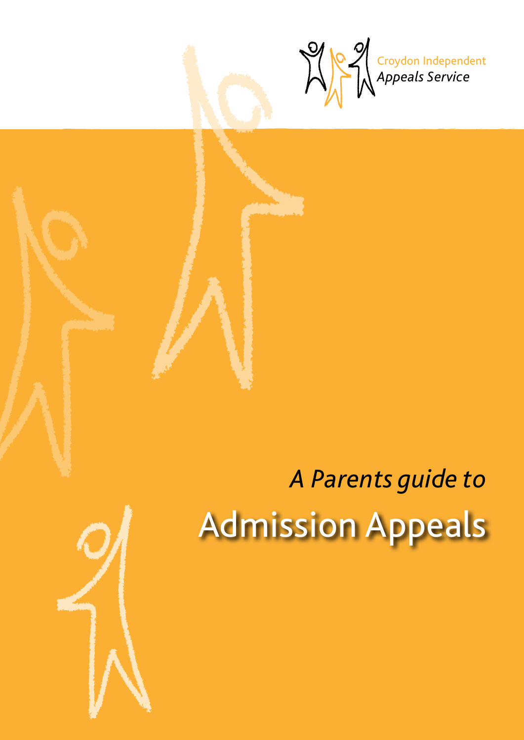Croydon Independent
*Appeals Service*

*A Parents guide to*

# Admission Appeals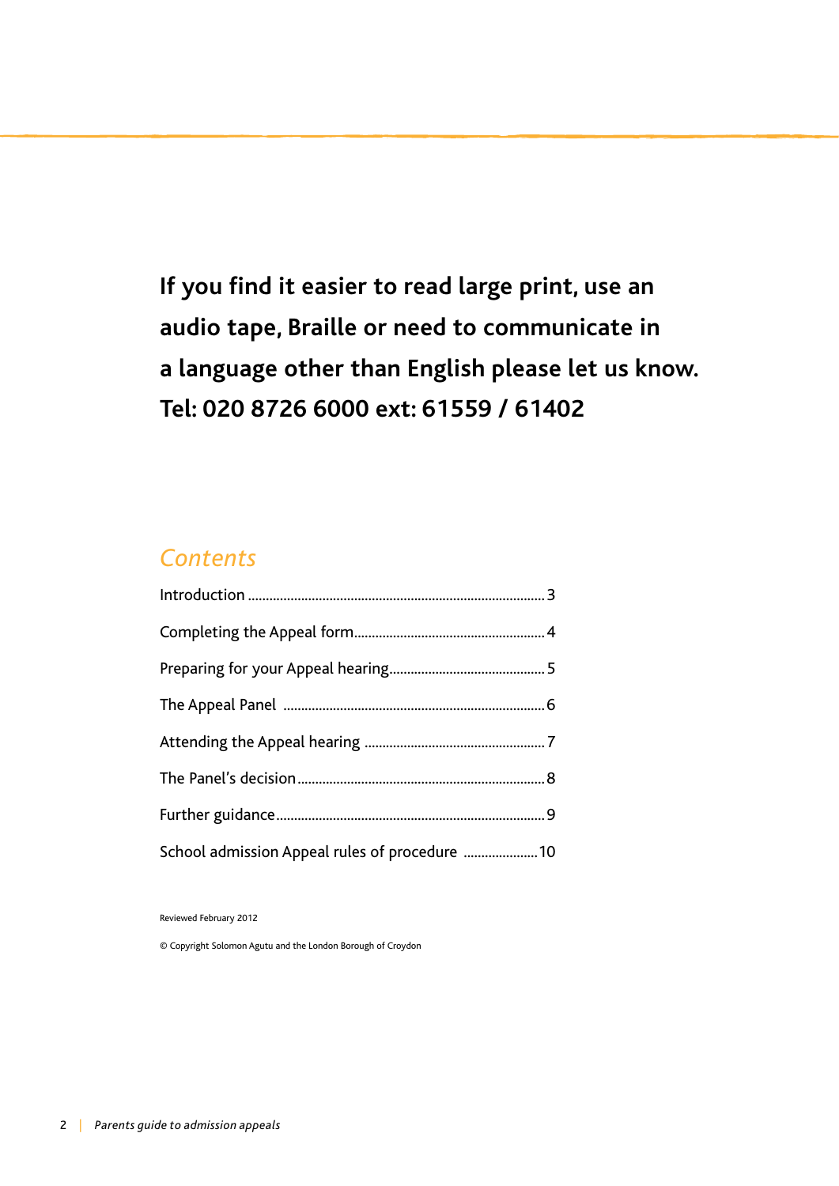**If you find it easier to read large print, use an audio tape, Braille or need to communicate in a language other than English please let us know. Tel: 020 8726 6000 ext: 61559 / 61402**

## *Contents*

Introduction .......... 3

Completing the Appeal form .......... 4

Preparing for your Appeal hearing .......... 5

The Appeal Panel .......... 6

Attending the Appeal hearing .......... 7

The Panel's decision .......... 8

Further guidance .......... 9

School admission Appeal rules of procedure .......... 10

Reviewed February 2012

© Copyright Solomon Agutu and the London Borough of Croydon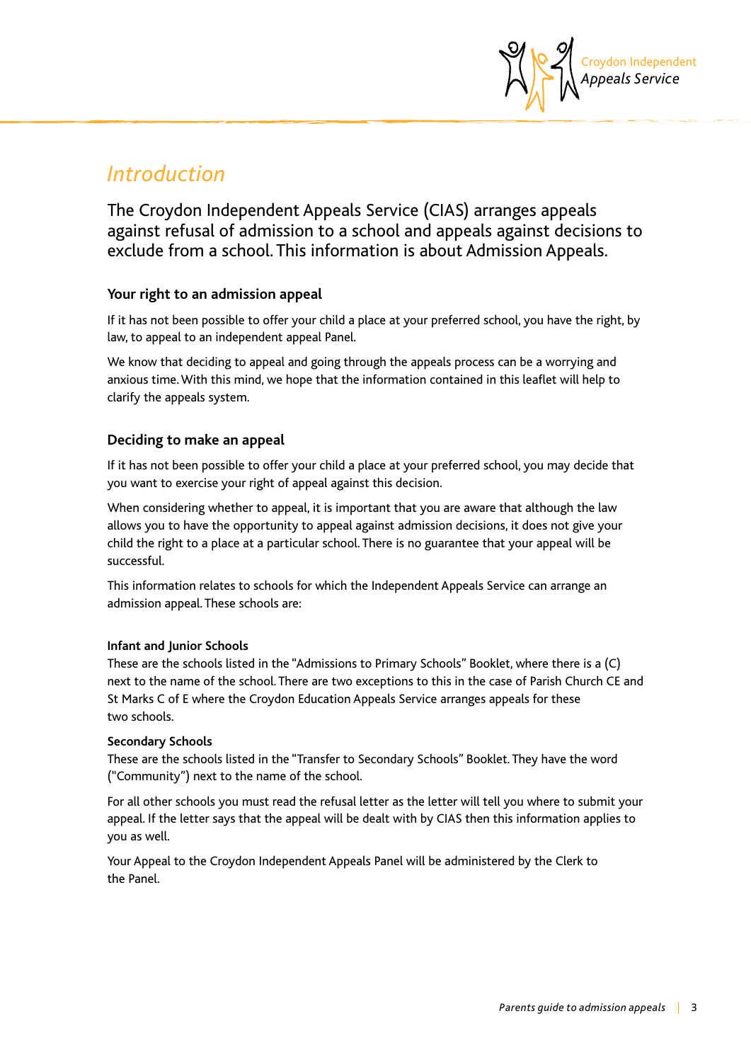# Introduction

The Croydon Independent Appeals Service (CIAS) arranges appeals against refusal of admission to a school and appeals against decisions to exclude from a school. This information is about Admission Appeals.

### Your right to an admission appeal

If it has not been possible to offer your child a place at your preferred school, you have the right, by law, to appeal to an independent appeal Panel.

We know that deciding to appeal and going through the appeals process can be a worrying and anxious time. With this mind, we hope that the information contained in this leaflet will help to clarify the appeals system.

### Deciding to make an appeal

If it has not been possible to offer your child a place at your preferred school, you may decide that you want to exercise your right of appeal against this decision.

When considering whether to appeal, it is important that you are aware that although the law allows you to have the opportunity to appeal against admission decisions, it does not give your child the right to a place at a particular school. There is no guarantee that your appeal will be successful.

This information relates to schools for which the Independent Appeals Service can arrange an admission appeal. These schools are:

**Infant and Junior Schools**
These are the schools listed in the "Admissions to Primary Schools" Booklet, where there is a (C) next to the name of the school. There are two exceptions to this in the case of Parish Church CE and St Marks C of E where the Croydon Education Appeals Service arranges appeals for these two schools.

**Secondary Schools**
These are the schools listed in the "Transfer to Secondary Schools" Booklet. They have the word ("Community") next to the name of the school.

For all other schools you must read the refusal letter as the letter will tell you where to submit your appeal. If the letter says that the appeal will be dealt with by CIAS then this information applies to you as well.

Your Appeal to the Croydon Independent Appeals Panel will be administered by the Clerk to the Panel.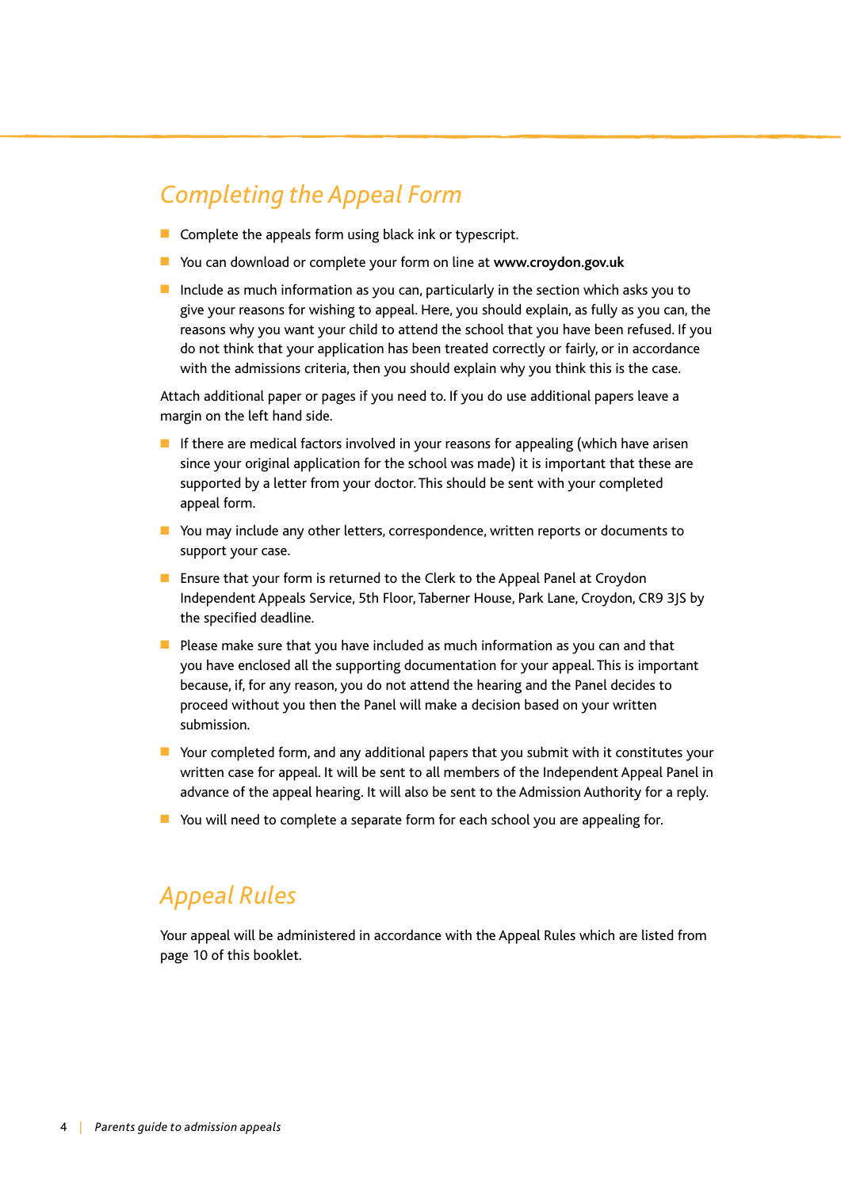## *Completing the Appeal Form*

- Complete the appeals form using black ink or typescript.
- You can download or complete your form on line at **www.croydon.gov.uk**
- Include as much information as you can, particularly in the section which asks you to give your reasons for wishing to appeal. Here, you should explain, as fully as you can, the reasons why you want your child to attend the school that you have been refused. If you do not think that your application has been treated correctly or fairly, or in accordance with the admissions criteria, then you should explain why you think this is the case.

Attach additional paper or pages if you need to. If you do use additional papers leave a margin on the left hand side.

- If there are medical factors involved in your reasons for appealing (which have arisen since your original application for the school was made) it is important that these are supported by a letter from your doctor. This should be sent with your completed appeal form.
- You may include any other letters, correspondence, written reports or documents to support your case.
- Ensure that your form is returned to the Clerk to the Appeal Panel at Croydon Independent Appeals Service, 5th Floor, Taberner House, Park Lane, Croydon, CR9 3JS by the specified deadline.
- Please make sure that you have included as much information as you can and that you have enclosed all the supporting documentation for your appeal. This is important because, if, for any reason, you do not attend the hearing and the Panel decides to proceed without you then the Panel will make a decision based on your written submission.
- Your completed form, and any additional papers that you submit with it constitutes your written case for appeal. It will be sent to all members of the Independent Appeal Panel in advance of the appeal hearing. It will also be sent to the Admission Authority for a reply.
- You will need to complete a separate form for each school you are appealing for.

## *Appeal Rules*

Your appeal will be administered in accordance with the Appeal Rules which are listed from page 10 of this booklet.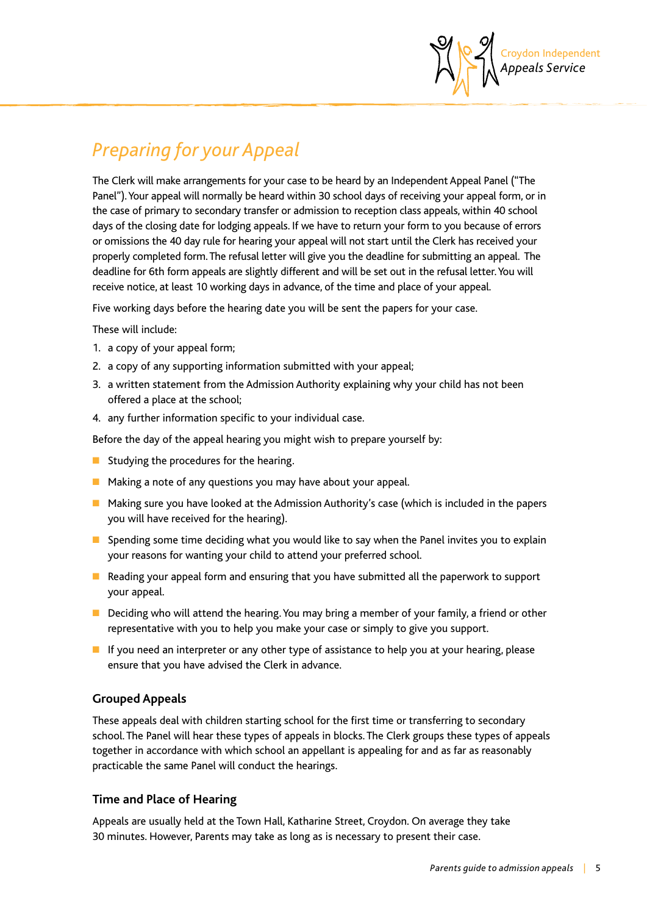# Preparing for your Appeal

The Clerk will make arrangements for your case to be heard by an Independent Appeal Panel ("The Panel"). Your appeal will normally be heard within 30 school days of receiving your appeal form, or in the case of primary to secondary transfer or admission to reception class appeals, within 40 school days of the closing date for lodging appeals. If we have to return your form to you because of errors or omissions the 40 day rule for hearing your appeal will not start until the Clerk has received your properly completed form. The refusal letter will give you the deadline for submitting an appeal. The deadline for 6th form appeals are slightly different and will be set out in the refusal letter. You will receive notice, at least 10 working days in advance, of the time and place of your appeal.

Five working days before the hearing date you will be sent the papers for your case.

These will include:

1. a copy of your appeal form;
2. a copy of any supporting information submitted with your appeal;
3. a written statement from the Admission Authority explaining why your child has not been offered a place at the school;
4. any further information specific to your individual case.

Before the day of the appeal hearing you might wish to prepare yourself by:

- Studying the procedures for the hearing.
- Making a note of any questions you may have about your appeal.
- Making sure you have looked at the Admission Authority's case (which is included in the papers you will have received for the hearing).
- Spending some time deciding what you would like to say when the Panel invites you to explain your reasons for wanting your child to attend your preferred school.
- Reading your appeal form and ensuring that you have submitted all the paperwork to support your appeal.
- Deciding who will attend the hearing. You may bring a member of your family, a friend or other representative with you to help you make your case or simply to give you support.
- If you need an interpreter or any other type of assistance to help you at your hearing, please ensure that you have advised the Clerk in advance.

### Grouped Appeals

These appeals deal with children starting school for the first time or transferring to secondary school. The Panel will hear these types of appeals in blocks. The Clerk groups these types of appeals together in accordance with which school an appellant is appealing for and as far as reasonably practicable the same Panel will conduct the hearings.

### Time and Place of Hearing

Appeals are usually held at the Town Hall, Katharine Street, Croydon. On average they take 30 minutes. However, Parents may take as long as is necessary to present their case.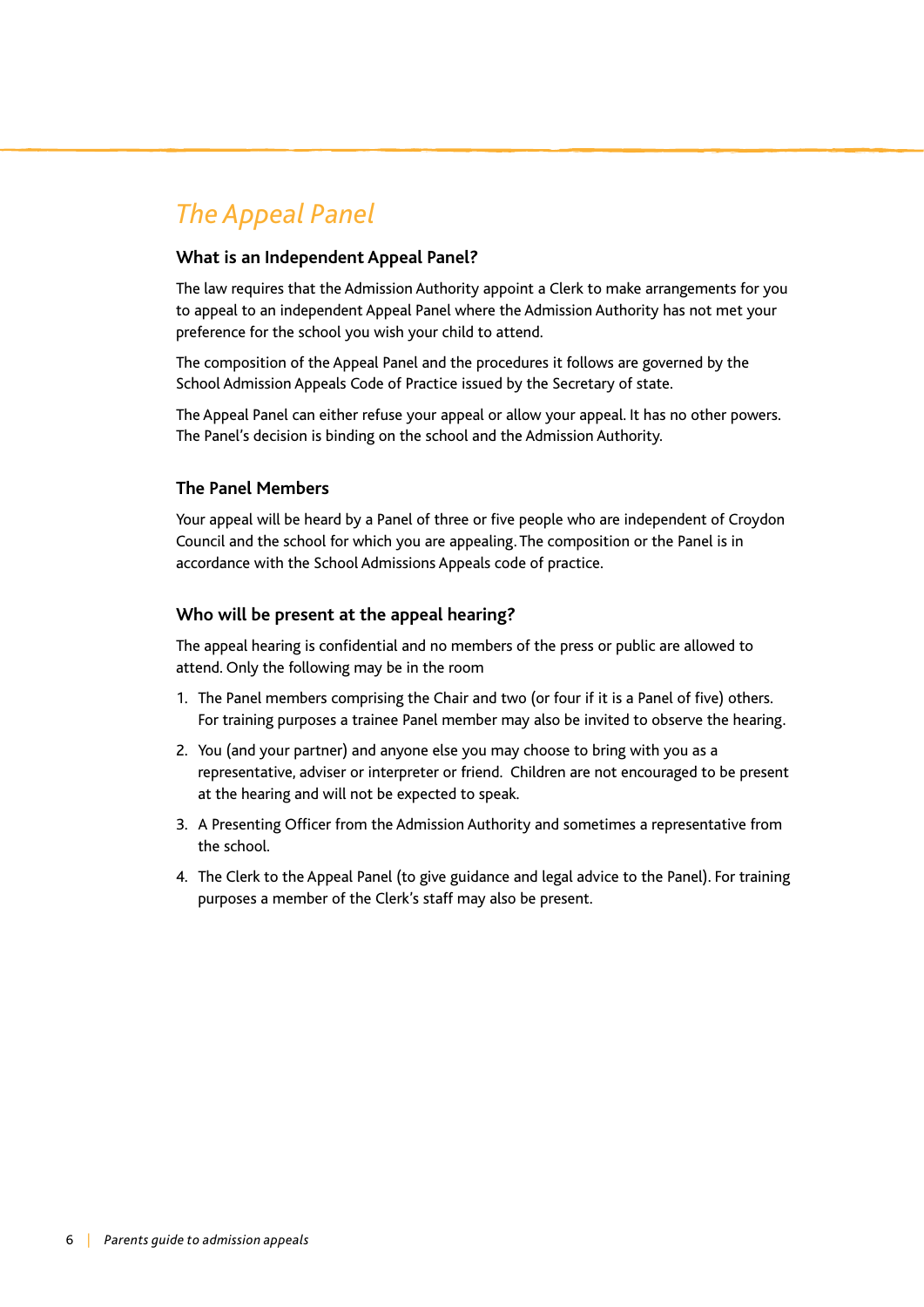# *The Appeal Panel*

### What is an Independent Appeal Panel?

The law requires that the Admission Authority appoint a Clerk to make arrangements for you to appeal to an independent Appeal Panel where the Admission Authority has not met your preference for the school you wish your child to attend.

The composition of the Appeal Panel and the procedures it follows are governed by the School Admission Appeals Code of Practice issued by the Secretary of state.

The Appeal Panel can either refuse your appeal or allow your appeal. It has no other powers. The Panel's decision is binding on the school and the Admission Authority.

### The Panel Members

Your appeal will be heard by a Panel of three or five people who are independent of Croydon Council and the school for which you are appealing. The composition or the Panel is in accordance with the School Admissions Appeals code of practice.

### Who will be present at the appeal hearing?

The appeal hearing is confidential and no members of the press or public are allowed to attend. Only the following may be in the room

1. The Panel members comprising the Chair and two (or four if it is a Panel of five) others. For training purposes a trainee Panel member may also be invited to observe the hearing.
2. You (and your partner) and anyone else you may choose to bring with you as a representative, adviser or interpreter or friend. Children are not encouraged to be present at the hearing and will not be expected to speak.
3. A Presenting Officer from the Admission Authority and sometimes a representative from the school.
4. The Clerk to the Appeal Panel (to give guidance and legal advice to the Panel). For training purposes a member of the Clerk's staff may also be present.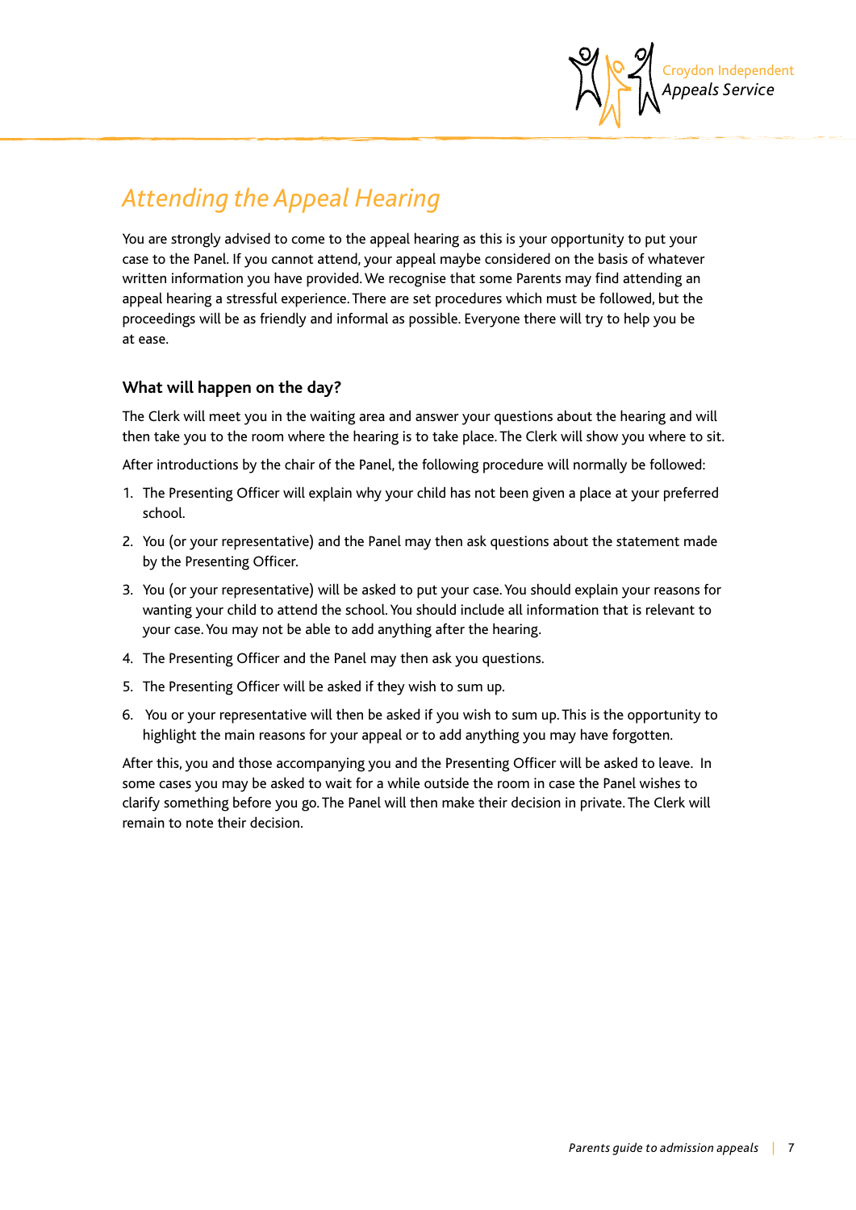# Attending the Appeal Hearing

You are strongly advised to come to the appeal hearing as this is your opportunity to put your case to the Panel. If you cannot attend, your appeal maybe considered on the basis of whatever written information you have provided. We recognise that some Parents may find attending an appeal hearing a stressful experience. There are set procedures which must be followed, but the proceedings will be as friendly and informal as possible. Everyone there will try to help you be at ease.

## What will happen on the day?

The Clerk will meet you in the waiting area and answer your questions about the hearing and will then take you to the room where the hearing is to take place. The Clerk will show you where to sit.

After introductions by the chair of the Panel, the following procedure will normally be followed:

1. The Presenting Officer will explain why your child has not been given a place at your preferred school.
2. You (or your representative) and the Panel may then ask questions about the statement made by the Presenting Officer.
3. You (or your representative) will be asked to put your case. You should explain your reasons for wanting your child to attend the school. You should include all information that is relevant to your case. You may not be able to add anything after the hearing.
4. The Presenting Officer and the Panel may then ask you questions.
5. The Presenting Officer will be asked if they wish to sum up.
6. You or your representative will then be asked if you wish to sum up. This is the opportunity to highlight the main reasons for your appeal or to add anything you may have forgotten.

After this, you and those accompanying you and the Presenting Officer will be asked to leave. In some cases you may be asked to wait for a while outside the room in case the Panel wishes to clarify something before you go. The Panel will then make their decision in private. The Clerk will remain to note their decision.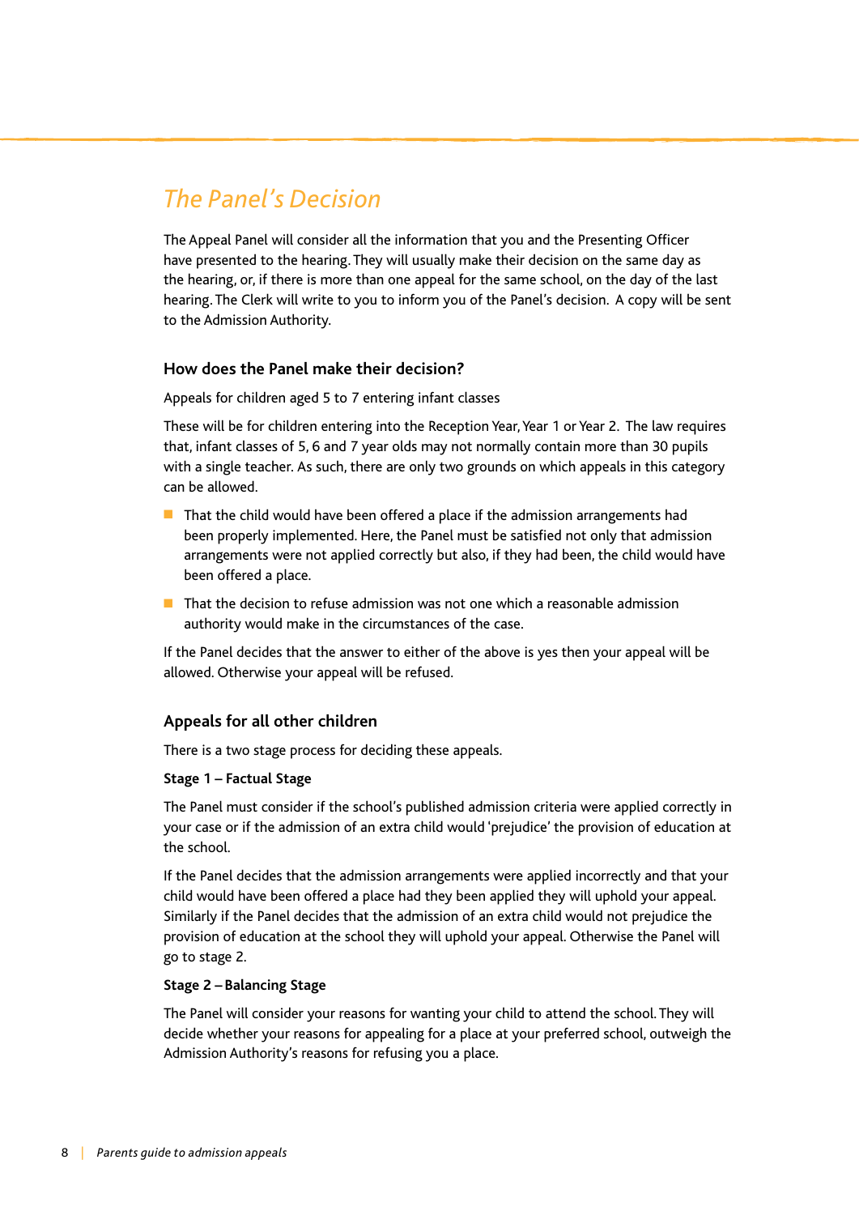## *The Panel's Decision*

The Appeal Panel will consider all the information that you and the Presenting Officer have presented to the hearing. They will usually make their decision on the same day as the hearing, or, if there is more than one appeal for the same school, on the day of the last hearing. The Clerk will write to you to inform you of the Panel's decision. A copy will be sent to the Admission Authority.

### How does the Panel make their decision?

Appeals for children aged 5 to 7 entering infant classes

These will be for children entering into the Reception Year, Year 1 or Year 2. The law requires that, infant classes of 5, 6 and 7 year olds may not normally contain more than 30 pupils with a single teacher. As such, there are only two grounds on which appeals in this category can be allowed.

- That the child would have been offered a place if the admission arrangements had been properly implemented. Here, the Panel must be satisfied not only that admission arrangements were not applied correctly but also, if they had been, the child would have been offered a place.
- That the decision to refuse admission was not one which a reasonable admission authority would make in the circumstances of the case.

If the Panel decides that the answer to either of the above is yes then your appeal will be allowed. Otherwise your appeal will be refused.

### Appeals for all other children

There is a two stage process for deciding these appeals.

**Stage 1 – Factual Stage**

The Panel must consider if the school's published admission criteria were applied correctly in your case or if the admission of an extra child would 'prejudice' the provision of education at the school.

If the Panel decides that the admission arrangements were applied incorrectly and that your child would have been offered a place had they been applied they will uphold your appeal. Similarly if the Panel decides that the admission of an extra child would not prejudice the provision of education at the school they will uphold your appeal. Otherwise the Panel will go to stage 2.

**Stage 2 – Balancing Stage**

The Panel will consider your reasons for wanting your child to attend the school. They will decide whether your reasons for appealing for a place at your preferred school, outweigh the Admission Authority's reasons for refusing you a place.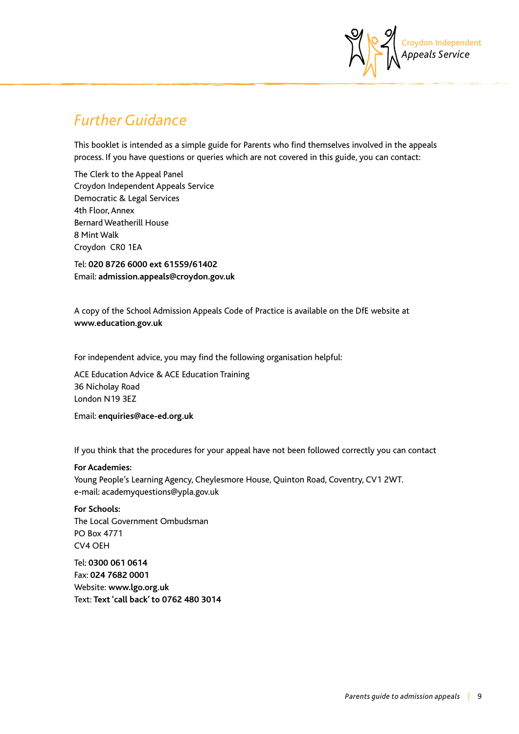# Further Guidance

This booklet is intended as a simple guide for Parents who find themselves involved in the appeals process. If you have questions or queries which are not covered in this guide, you can contact:

The Clerk to the Appeal Panel
Croydon Independent Appeals Service
Democratic & Legal Services
4th Floor, Annex
Bernard Weatherill House
8 Mint Walk
Croydon CR0 1EA

Tel: **020 8726 6000 ext 61559/61402**
Email: **admission.appeals@croydon.gov.uk**

A copy of the School Admission Appeals Code of Practice is available on the DfE website at **www.education.gov.uk**

For independent advice, you may find the following organisation helpful:

ACE Education Advice & ACE Education Training
36 Nicholay Road
London N19 3EZ

Email: **enquiries@ace-ed.org.uk**

If you think that the procedures for your appeal have not been followed correctly you can contact

**For Academies:**
Young People's Learning Agency, Cheylesmore House, Quinton Road, Coventry, CV1 2WT.
e-mail: academyquestions@ypla.gov.uk

**For Schools:**
The Local Government Ombudsman
PO Box 4771
CV4 OEH

Tel: **0300 061 0614**
Fax: **024 7682 0001**
Website: **www.lgo.org.uk**
Text: **Text 'call back' to 0762 480 3014**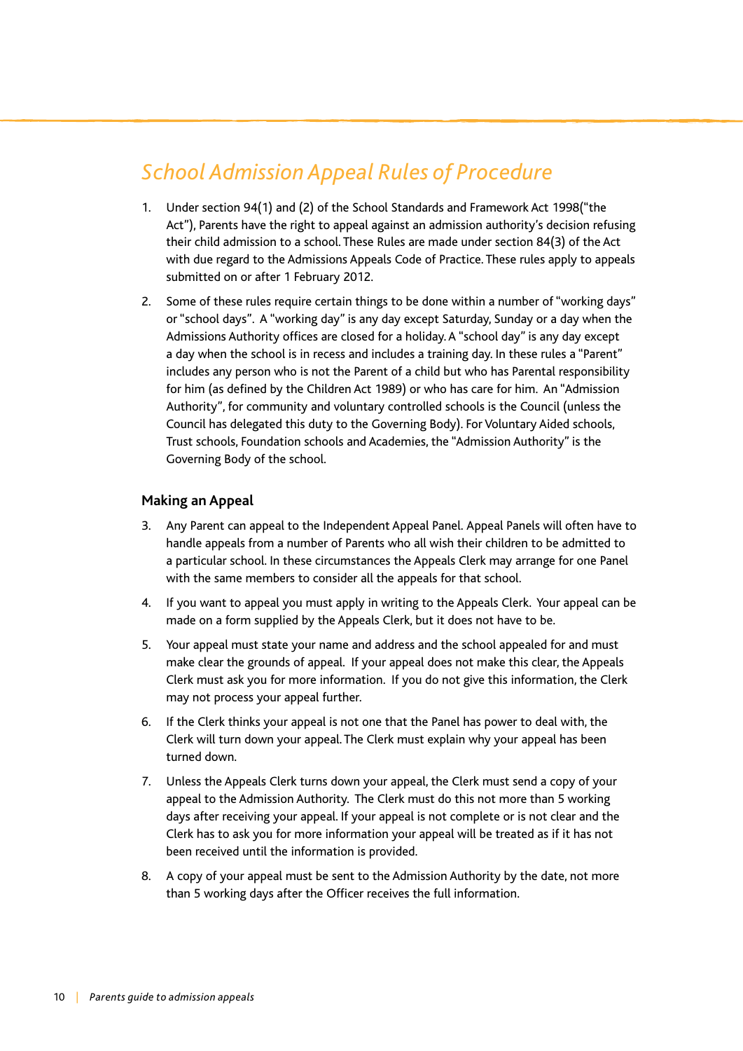# School Admission Appeal Rules of Procedure

1. Under section 94(1) and (2) of the School Standards and Framework Act 1998("the Act"), Parents have the right to appeal against an admission authority's decision refusing their child admission to a school. These Rules are made under section 84(3) of the Act with due regard to the Admissions Appeals Code of Practice. These rules apply to appeals submitted on or after 1 February 2012.

2. Some of these rules require certain things to be done within a number of "working days" or "school days". A "working day" is any day except Saturday, Sunday or a day when the Admissions Authority offices are closed for a holiday. A "school day" is any day except a day when the school is in recess and includes a training day. In these rules a "Parent" includes any person who is not the Parent of a child but who has Parental responsibility for him (as defined by the Children Act 1989) or who has care for him. An "Admission Authority", for community and voluntary controlled schools is the Council (unless the Council has delegated this duty to the Governing Body). For Voluntary Aided schools, Trust schools, Foundation schools and Academies, the "Admission Authority" is the Governing Body of the school.

## Making an Appeal

3. Any Parent can appeal to the Independent Appeal Panel. Appeal Panels will often have to handle appeals from a number of Parents who all wish their children to be admitted to a particular school. In these circumstances the Appeals Clerk may arrange for one Panel with the same members to consider all the appeals for that school.

4. If you want to appeal you must apply in writing to the Appeals Clerk. Your appeal can be made on a form supplied by the Appeals Clerk, but it does not have to be.

5. Your appeal must state your name and address and the school appealed for and must make clear the grounds of appeal. If your appeal does not make this clear, the Appeals Clerk must ask you for more information. If you do not give this information, the Clerk may not process your appeal further.

6. If the Clerk thinks your appeal is not one that the Panel has power to deal with, the Clerk will turn down your appeal. The Clerk must explain why your appeal has been turned down.

7. Unless the Appeals Clerk turns down your appeal, the Clerk must send a copy of your appeal to the Admission Authority. The Clerk must do this not more than 5 working days after receiving your appeal. If your appeal is not complete or is not clear and the Clerk has to ask you for more information your appeal will be treated as if it has not been received until the information is provided.

8. A copy of your appeal must be sent to the Admission Authority by the date, not more than 5 working days after the Officer receives the full information.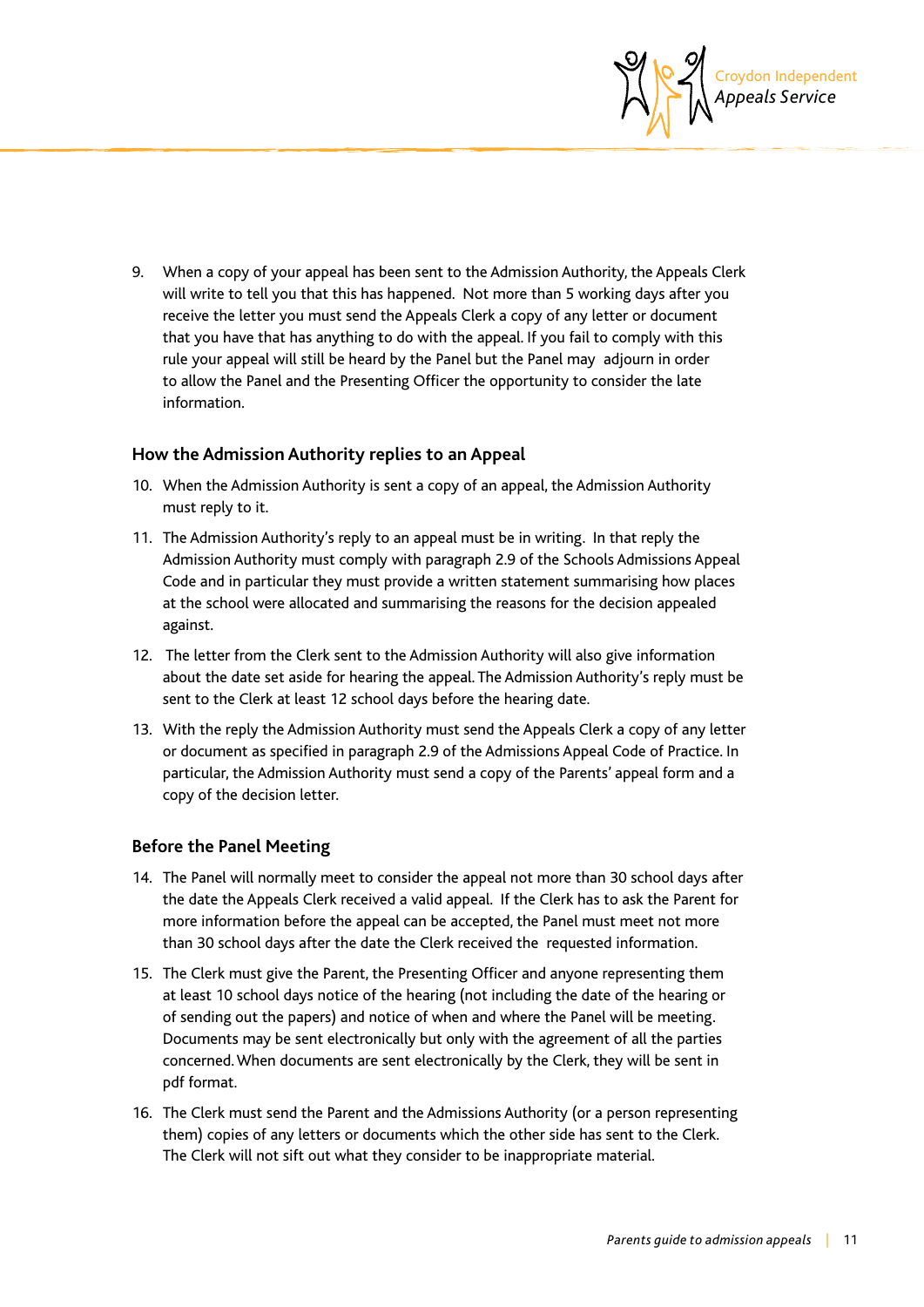9. When a copy of your appeal has been sent to the Admission Authority, the Appeals Clerk will write to tell you that this has happened. Not more than 5 working days after you receive the letter you must send the Appeals Clerk a copy of any letter or document that you have that has anything to do with the appeal. If you fail to comply with this rule your appeal will still be heard by the Panel but the Panel may adjourn in order to allow the Panel and the Presenting Officer the opportunity to consider the late information.

### How the Admission Authority replies to an Appeal

10. When the Admission Authority is sent a copy of an appeal, the Admission Authority must reply to it.

11. The Admission Authority's reply to an appeal must be in writing. In that reply the Admission Authority must comply with paragraph 2.9 of the Schools Admissions Appeal Code and in particular they must provide a written statement summarising how places at the school were allocated and summarising the reasons for the decision appealed against.

12. The letter from the Clerk sent to the Admission Authority will also give information about the date set aside for hearing the appeal. The Admission Authority's reply must be sent to the Clerk at least 12 school days before the hearing date.

13. With the reply the Admission Authority must send the Appeals Clerk a copy of any letter or document as specified in paragraph 2.9 of the Admissions Appeal Code of Practice. In particular, the Admission Authority must send a copy of the Parents' appeal form and a copy of the decision letter.

### Before the Panel Meeting

14. The Panel will normally meet to consider the appeal not more than 30 school days after the date the Appeals Clerk received a valid appeal. If the Clerk has to ask the Parent for more information before the appeal can be accepted, the Panel must meet not more than 30 school days after the date the Clerk received the requested information.

15. The Clerk must give the Parent, the Presenting Officer and anyone representing them at least 10 school days notice of the hearing (not including the date of the hearing or of sending out the papers) and notice of when and where the Panel will be meeting. Documents may be sent electronically but only with the agreement of all the parties concerned. When documents are sent electronically by the Clerk, they will be sent in pdf format.

16. The Clerk must send the Parent and the Admissions Authority (or a person representing them) copies of any letters or documents which the other side has sent to the Clerk. The Clerk will not sift out what they consider to be inappropriate material.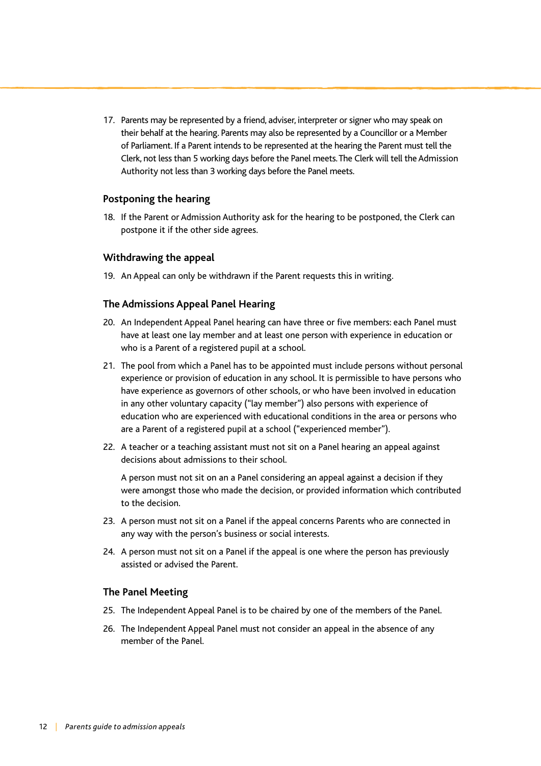17. Parents may be represented by a friend, adviser, interpreter or signer who may speak on their behalf at the hearing. Parents may also be represented by a Councillor or a Member of Parliament. If a Parent intends to be represented at the hearing the Parent must tell the Clerk, not less than 5 working days before the Panel meets. The Clerk will tell the Admission Authority not less than 3 working days before the Panel meets.

### Postponing the hearing

18. If the Parent or Admission Authority ask for the hearing to be postponed, the Clerk can postpone it if the other side agrees.

### Withdrawing the appeal

19. An Appeal can only be withdrawn if the Parent requests this in writing.

### The Admissions Appeal Panel Hearing

20. An Independent Appeal Panel hearing can have three or five members: each Panel must have at least one lay member and at least one person with experience in education or who is a Parent of a registered pupil at a school.
21. The pool from which a Panel has to be appointed must include persons without personal experience or provision of education in any school. It is permissible to have persons who have experience as governors of other schools, or who have been involved in education in any other voluntary capacity ("lay member") also persons with experience of education who are experienced with educational conditions in the area or persons who are a Parent of a registered pupil at a school ("experienced member").
22. A teacher or a teaching assistant must not sit on a Panel hearing an appeal against decisions about admissions to their school.

    A person must not sit on an a Panel considering an appeal against a decision if they were amongst those who made the decision, or provided information which contributed to the decision.
23. A person must not sit on a Panel if the appeal concerns Parents who are connected in any way with the person's business or social interests.
24. A person must not sit on a Panel if the appeal is one where the person has previously assisted or advised the Parent.

### The Panel Meeting

25. The Independent Appeal Panel is to be chaired by one of the members of the Panel.
26. The Independent Appeal Panel must not consider an appeal in the absence of any member of the Panel.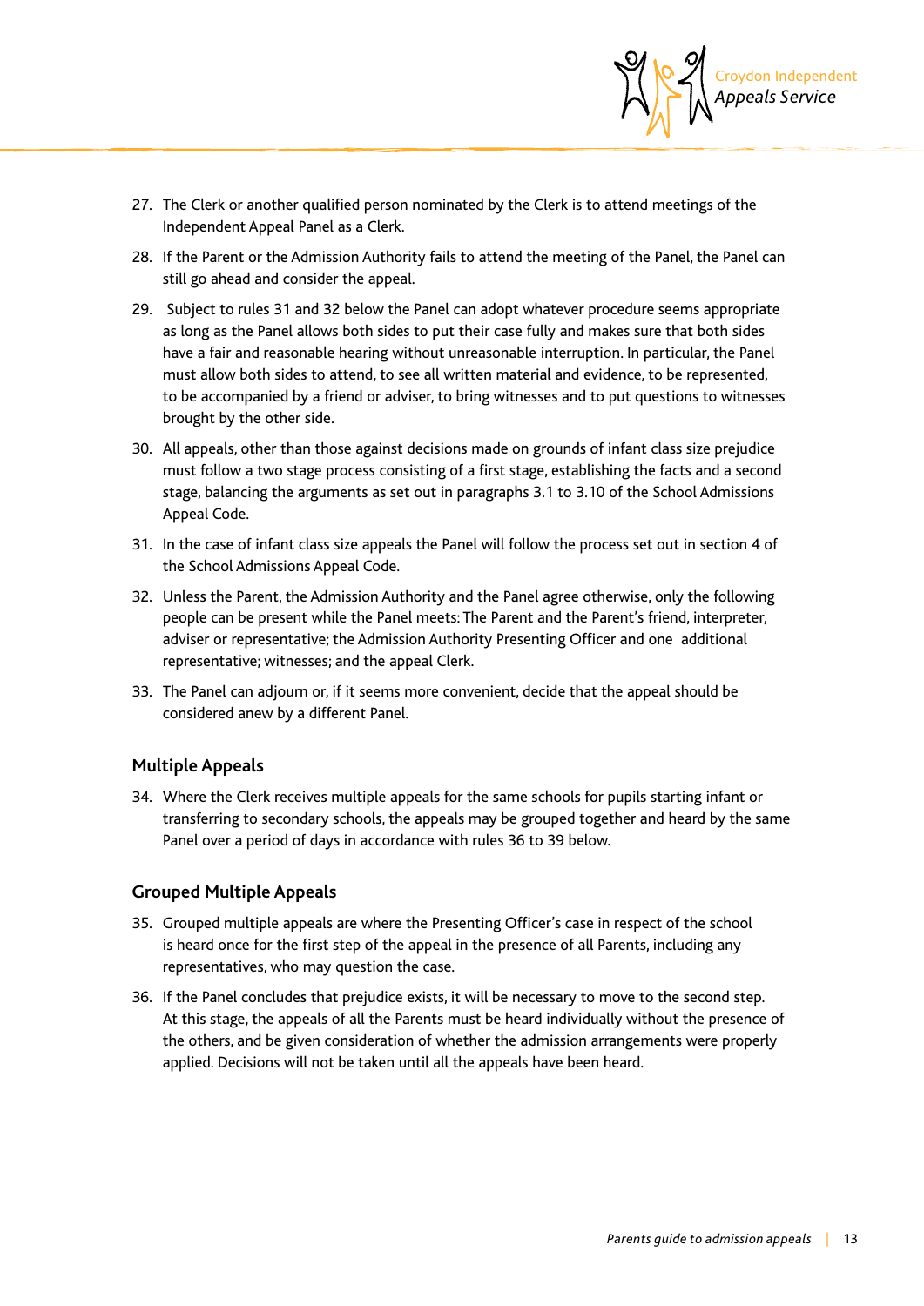27. The Clerk or another qualified person nominated by the Clerk is to attend meetings of the Independent Appeal Panel as a Clerk.
28. If the Parent or the Admission Authority fails to attend the meeting of the Panel, the Panel can still go ahead and consider the appeal.
29. Subject to rules 31 and 32 below the Panel can adopt whatever procedure seems appropriate as long as the Panel allows both sides to put their case fully and makes sure that both sides have a fair and reasonable hearing without unreasonable interruption. In particular, the Panel must allow both sides to attend, to see all written material and evidence, to be represented, to be accompanied by a friend or adviser, to bring witnesses and to put questions to witnesses brought by the other side.
30. All appeals, other than those against decisions made on grounds of infant class size prejudice must follow a two stage process consisting of a first stage, establishing the facts and a second stage, balancing the arguments as set out in paragraphs 3.1 to 3.10 of the School Admissions Appeal Code.
31. In the case of infant class size appeals the Panel will follow the process set out in section 4 of the School Admissions Appeal Code.
32. Unless the Parent, the Admission Authority and the Panel agree otherwise, only the following people can be present while the Panel meets: The Parent and the Parent's friend, interpreter, adviser or representative; the Admission Authority Presenting Officer and one additional representative; witnesses; and the appeal Clerk.
33. The Panel can adjourn or, if it seems more convenient, decide that the appeal should be considered anew by a different Panel.

### Multiple Appeals

34. Where the Clerk receives multiple appeals for the same schools for pupils starting infant or transferring to secondary schools, the appeals may be grouped together and heard by the same Panel over a period of days in accordance with rules 36 to 39 below.

### Grouped Multiple Appeals

35. Grouped multiple appeals are where the Presenting Officer's case in respect of the school is heard once for the first step of the appeal in the presence of all Parents, including any representatives, who may question the case.
36. If the Panel concludes that prejudice exists, it will be necessary to move to the second step. At this stage, the appeals of all the Parents must be heard individually without the presence of the others, and be given consideration of whether the admission arrangements were properly applied. Decisions will not be taken until all the appeals have been heard.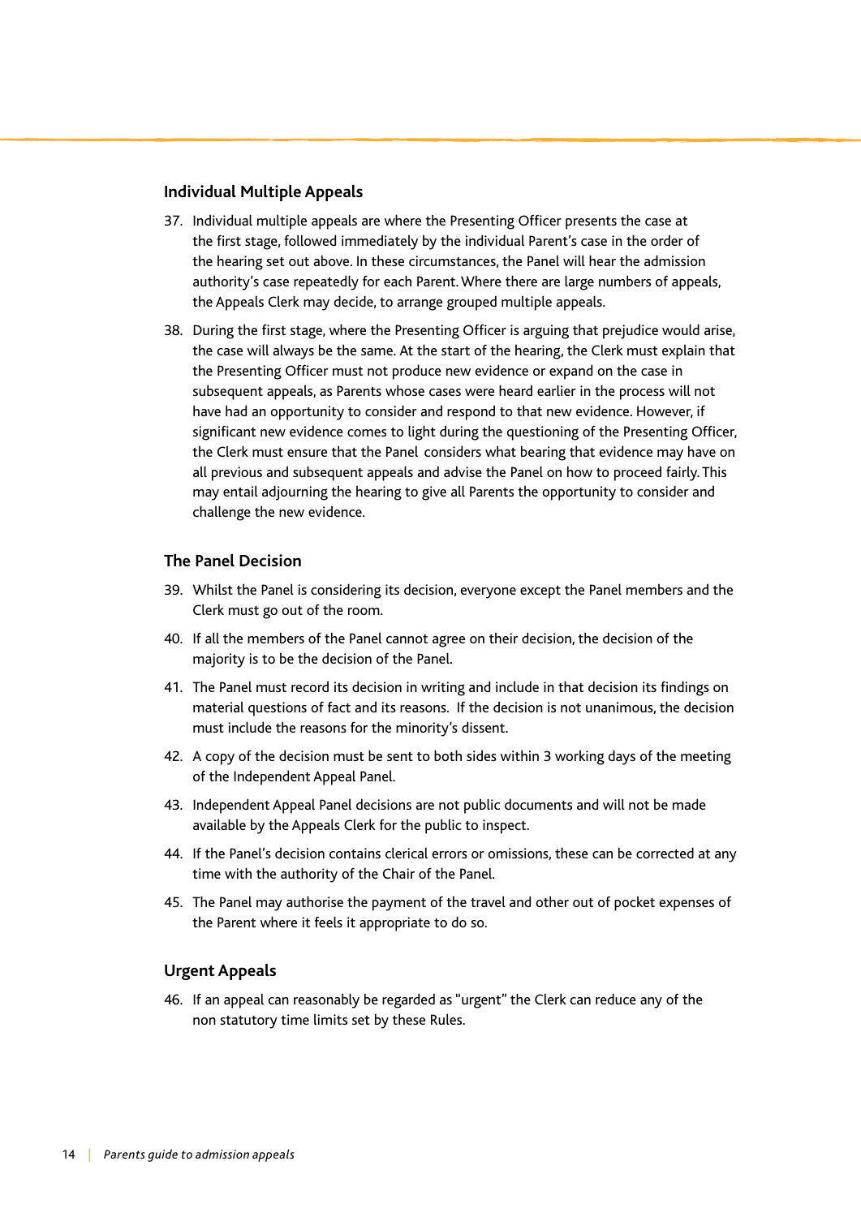### Individual Multiple Appeals

37. Individual multiple appeals are where the Presenting Officer presents the case at the first stage, followed immediately by the individual Parent's case in the order of the hearing set out above. In these circumstances, the Panel will hear the admission authority's case repeatedly for each Parent. Where there are large numbers of appeals, the Appeals Clerk may decide, to arrange grouped multiple appeals.

38. During the first stage, where the Presenting Officer is arguing that prejudice would arise, the case will always be the same. At the start of the hearing, the Clerk must explain that the Presenting Officer must not produce new evidence or expand on the case in subsequent appeals, as Parents whose cases were heard earlier in the process will not have had an opportunity to consider and respond to that new evidence. However, if significant new evidence comes to light during the questioning of the Presenting Officer, the Clerk must ensure that the Panel considers what bearing that evidence may have on all previous and subsequent appeals and advise the Panel on how to proceed fairly. This may entail adjourning the hearing to give all Parents the opportunity to consider and challenge the new evidence.

### The Panel Decision

39. Whilst the Panel is considering its decision, everyone except the Panel members and the Clerk must go out of the room.

40. If all the members of the Panel cannot agree on their decision, the decision of the majority is to be the decision of the Panel.

41. The Panel must record its decision in writing and include in that decision its findings on material questions of fact and its reasons. If the decision is not unanimous, the decision must include the reasons for the minority's dissent.

42. A copy of the decision must be sent to both sides within 3 working days of the meeting of the Independent Appeal Panel.

43. Independent Appeal Panel decisions are not public documents and will not be made available by the Appeals Clerk for the public to inspect.

44. If the Panel's decision contains clerical errors or omissions, these can be corrected at any time with the authority of the Chair of the Panel.

45. The Panel may authorise the payment of the travel and other out of pocket expenses of the Parent where it feels it appropriate to do so.

### Urgent Appeals

46. If an appeal can reasonably be regarded as "urgent" the Clerk can reduce any of the non statutory time limits set by these Rules.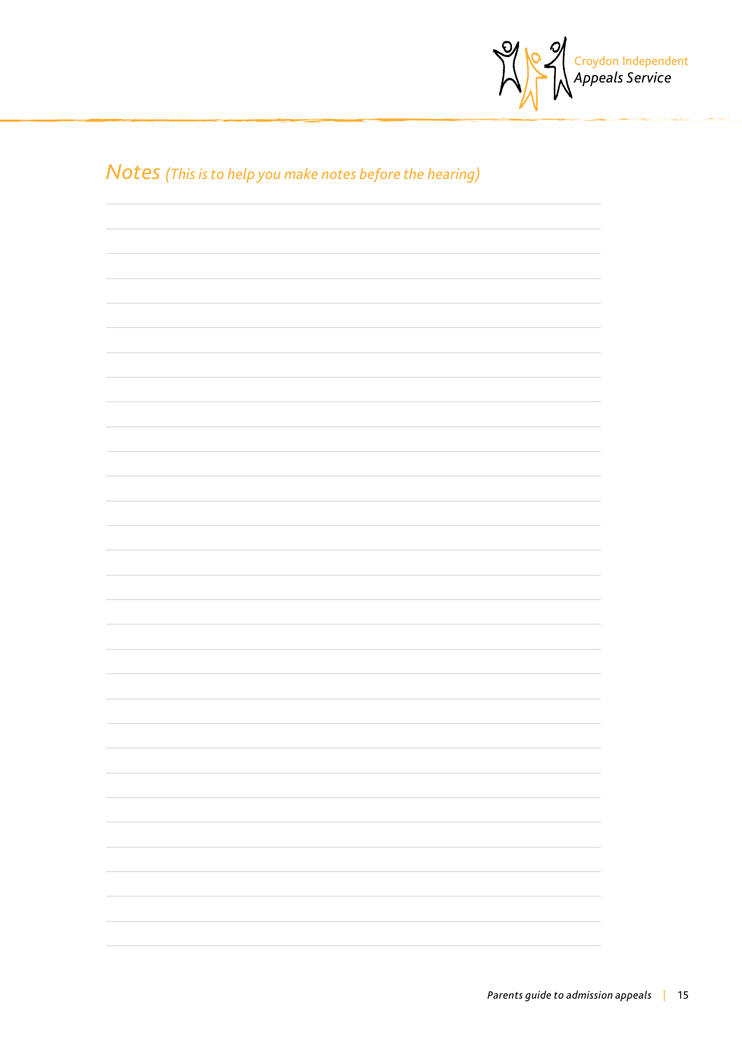## Notes *(This is to help you make notes before the hearing)*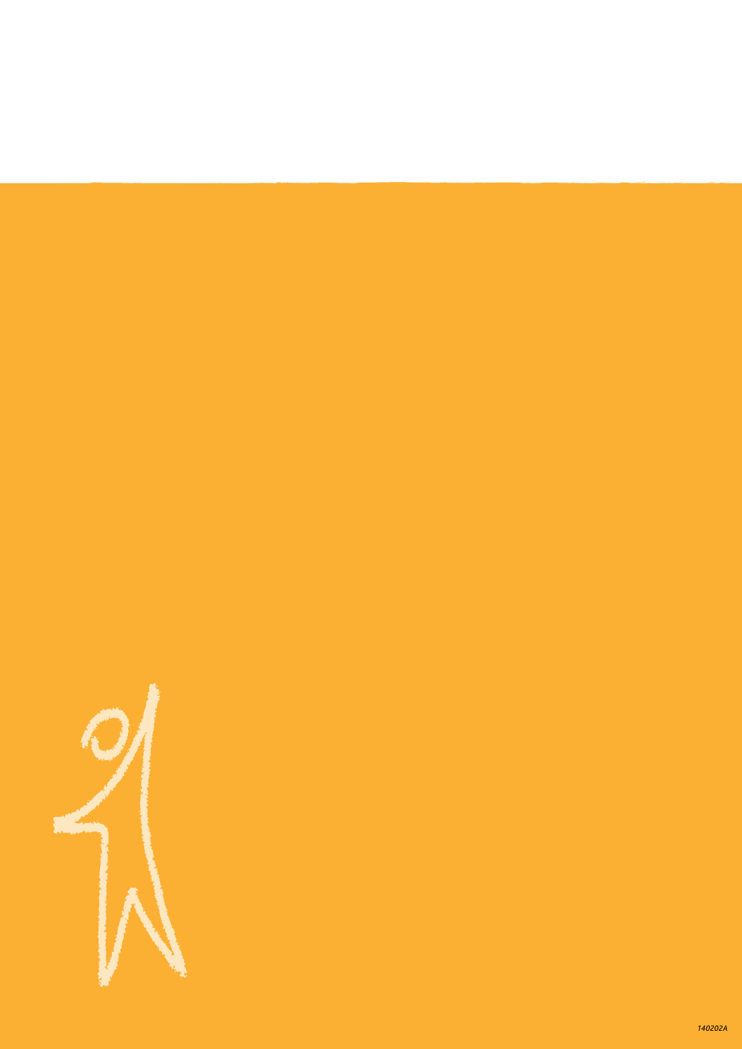140202A